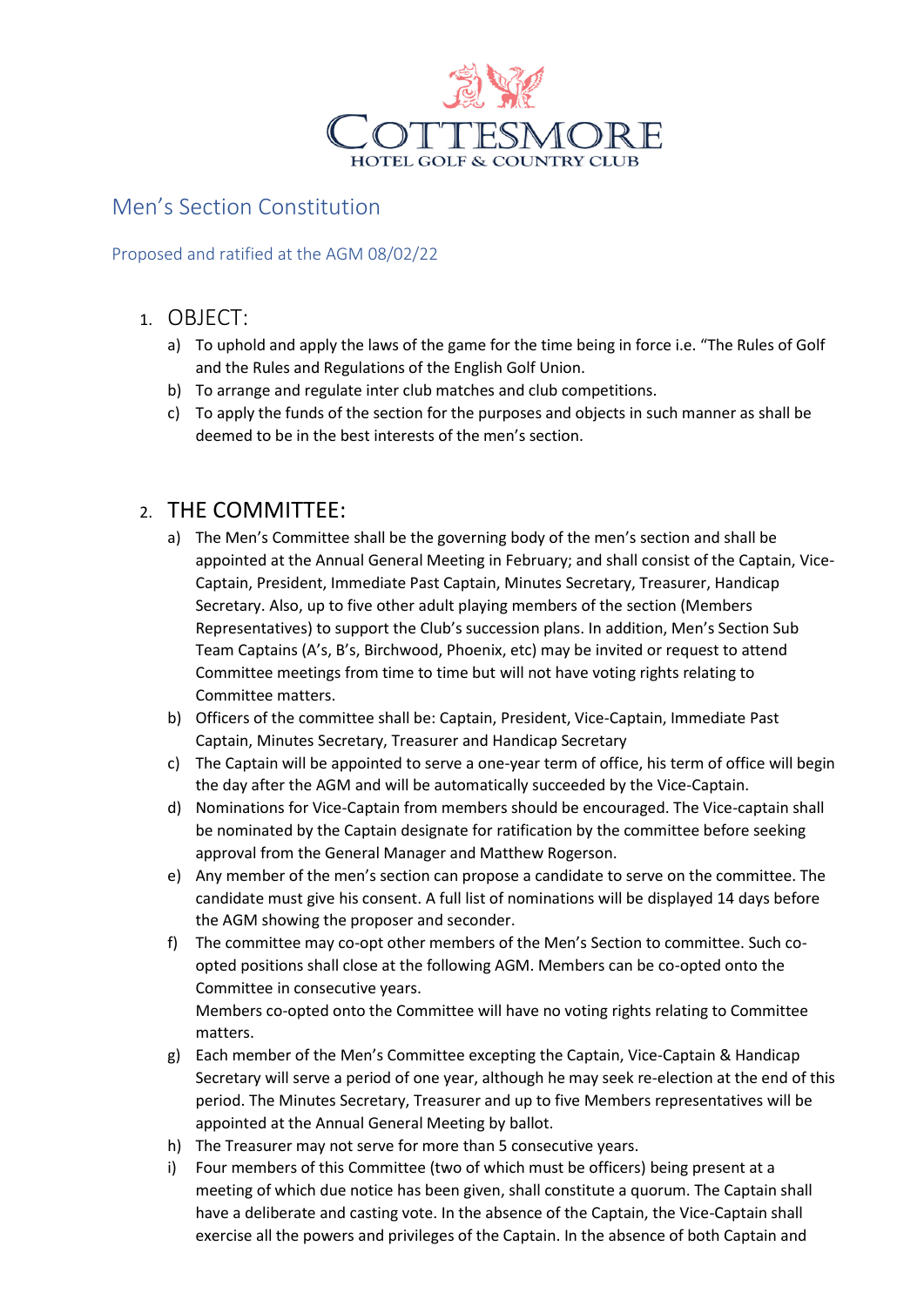COTTESMORE
HOTEL GOLF & COUNTRY CLUB

# Men's Section Constitution

Proposed and ratified at the AGM 08/02/22

## 1. OBJECT:

a) To uphold and apply the laws of the game for the time being in force i.e. "The Rules of Golf and the Rules and Regulations of the English Golf Union.

b) To arrange and regulate inter club matches and club competitions.

c) To apply the funds of the section for the purposes and objects in such manner as shall be deemed to be in the best interests of the men's section.

## 2. THE COMMITTEE:

a) The Men's Committee shall be the governing body of the men's section and shall be appointed at the Annual General Meeting in February; and shall consist of the Captain, Vice-Captain, President, Immediate Past Captain, Minutes Secretary, Treasurer, Handicap Secretary. Also, up to five other adult playing members of the section (Members Representatives) to support the Club's succession plans. In addition, Men's Section Sub Team Captains (A's, B's, Birchwood, Phoenix, etc) may be invited or request to attend Committee meetings from time to time but will not have voting rights relating to Committee matters.

b) Officers of the committee shall be: Captain, President, Vice-Captain, Immediate Past Captain, Minutes Secretary, Treasurer and Handicap Secretary

c) The Captain will be appointed to serve a one-year term of office, his term of office will begin the day after the AGM and will be automatically succeeded by the Vice-Captain.

d) Nominations for Vice-Captain from members should be encouraged. The Vice-captain shall be nominated by the Captain designate for ratification by the committee before seeking approval from the General Manager and Matthew Rogerson.

e) Any member of the men's section can propose a candidate to serve on the committee. The candidate must give his consent. A full list of nominations will be displayed 14 days before the AGM showing the proposer and seconder.

f) The committee may co-opt other members of the Men's Section to committee. Such co-opted positions shall close at the following AGM. Members can be co-opted onto the Committee in consecutive years.
Members co-opted onto the Committee will have no voting rights relating to Committee matters.

g) Each member of the Men's Committee excepting the Captain, Vice-Captain & Handicap Secretary will serve a period of one year, although he may seek re-election at the end of this period. The Minutes Secretary, Treasurer and up to five Members representatives will be appointed at the Annual General Meeting by ballot.

h) The Treasurer may not serve for more than 5 consecutive years.

i) Four members of this Committee (two of which must be officers) being present at a meeting of which due notice has been given, shall constitute a quorum. The Captain shall have a deliberate and casting vote. In the absence of the Captain, the Vice-Captain shall exercise all the powers and privileges of the Captain. In the absence of both Captain and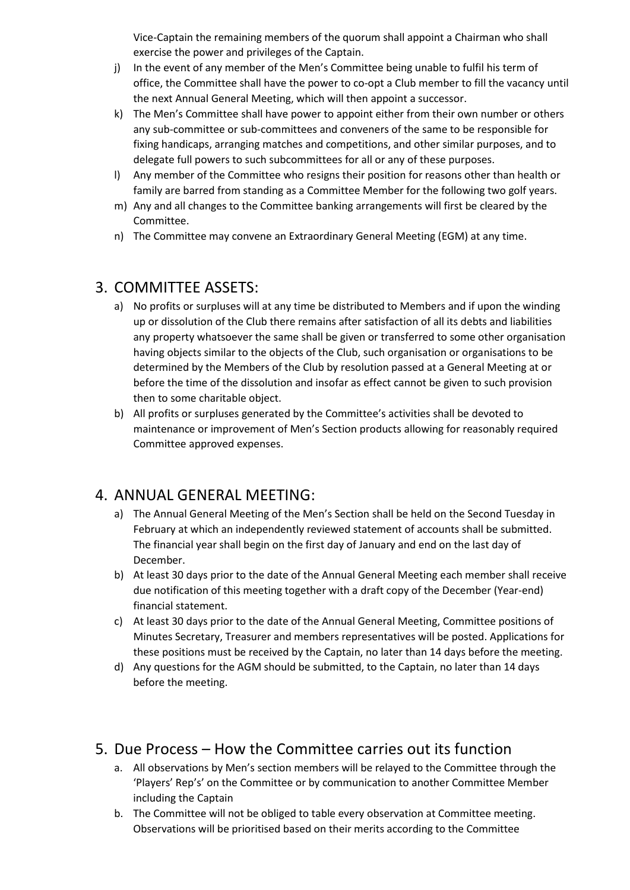Vice-Captain the remaining members of the quorum shall appoint a Chairman who shall exercise the power and privileges of the Captain.

j) In the event of any member of the Men's Committee being unable to fulfil his term of office, the Committee shall have the power to co-opt a Club member to fill the vacancy until the next Annual General Meeting, which will then appoint a successor.
k) The Men's Committee shall have power to appoint either from their own number or others any sub-committee or sub-committees and conveners of the same to be responsible for fixing handicaps, arranging matches and competitions, and other similar purposes, and to delegate full powers to such subcommittees for all or any of these purposes.
l) Any member of the Committee who resigns their position for reasons other than health or family are barred from standing as a Committee Member for the following two golf years.
m) Any and all changes to the Committee banking arrangements will first be cleared by the Committee.
n) The Committee may convene an Extraordinary General Meeting (EGM) at any time.

## 3. COMMITTEE ASSETS:

a) No profits or surpluses will at any time be distributed to Members and if upon the winding up or dissolution of the Club there remains after satisfaction of all its debts and liabilities any property whatsoever the same shall be given or transferred to some other organisation having objects similar to the objects of the Club, such organisation or organisations to be determined by the Members of the Club by resolution passed at a General Meeting at or before the time of the dissolution and insofar as effect cannot be given to such provision then to some charitable object.
b) All profits or surpluses generated by the Committee's activities shall be devoted to maintenance or improvement of Men's Section products allowing for reasonably required Committee approved expenses.

## 4. ANNUAL GENERAL MEETING:

a) The Annual General Meeting of the Men's Section shall be held on the Second Tuesday in February at which an independently reviewed statement of accounts shall be submitted. The financial year shall begin on the first day of January and end on the last day of December.
b) At least 30 days prior to the date of the Annual General Meeting each member shall receive due notification of this meeting together with a draft copy of the December (Year-end) financial statement.
c) At least 30 days prior to the date of the Annual General Meeting, Committee positions of Minutes Secretary, Treasurer and members representatives will be posted. Applications for these positions must be received by the Captain, no later than 14 days before the meeting.
d) Any questions for the AGM should be submitted, to the Captain, no later than 14 days before the meeting.

## 5. Due Process – How the Committee carries out its function

a. All observations by Men's section members will be relayed to the Committee through the 'Players' Rep's' on the Committee or by communication to another Committee Member including the Captain
b. The Committee will not be obliged to table every observation at Committee meeting. Observations will be prioritised based on their merits according to the Committee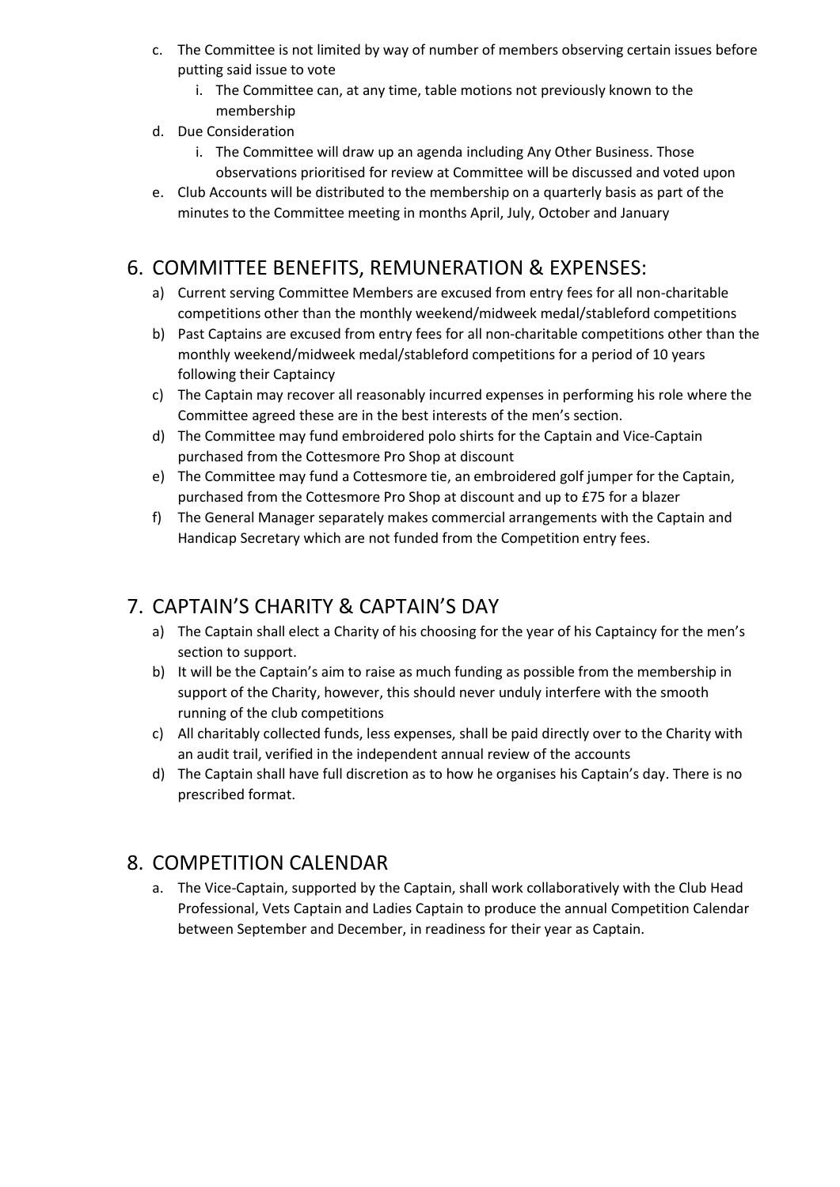c. The Committee is not limited by way of number of members observing certain issues before putting said issue to vote
    i. The Committee can, at any time, table motions not previously known to the membership
d. Due Consideration
    i. The Committee will draw up an agenda including Any Other Business. Those observations prioritised for review at Committee will be discussed and voted upon
e. Club Accounts will be distributed to the membership on a quarterly basis as part of the minutes to the Committee meeting in months April, July, October and January

## 6. COMMITTEE BENEFITS, REMUNERATION & EXPENSES:

a) Current serving Committee Members are excused from entry fees for all non-charitable competitions other than the monthly weekend/midweek medal/stableford competitions
b) Past Captains are excused from entry fees for all non-charitable competitions other than the monthly weekend/midweek medal/stableford competitions for a period of 10 years following their Captaincy
c) The Captain may recover all reasonably incurred expenses in performing his role where the Committee agreed these are in the best interests of the men's section.
d) The Committee may fund embroidered polo shirts for the Captain and Vice-Captain purchased from the Cottesmore Pro Shop at discount
e) The Committee may fund a Cottesmore tie, an embroidered golf jumper for the Captain, purchased from the Cottesmore Pro Shop at discount and up to £75 for a blazer
f) The General Manager separately makes commercial arrangements with the Captain and Handicap Secretary which are not funded from the Competition entry fees.

## 7. CAPTAIN'S CHARITY & CAPTAIN'S DAY

a) The Captain shall elect a Charity of his choosing for the year of his Captaincy for the men's section to support.
b) It will be the Captain's aim to raise as much funding as possible from the membership in support of the Charity, however, this should never unduly interfere with the smooth running of the club competitions
c) All charitably collected funds, less expenses, shall be paid directly over to the Charity with an audit trail, verified in the independent annual review of the accounts
d) The Captain shall have full discretion as to how he organises his Captain's day. There is no prescribed format.

## 8. COMPETITION CALENDAR

a. The Vice-Captain, supported by the Captain, shall work collaboratively with the Club Head Professional, Vets Captain and Ladies Captain to produce the annual Competition Calendar between September and December, in readiness for their year as Captain.